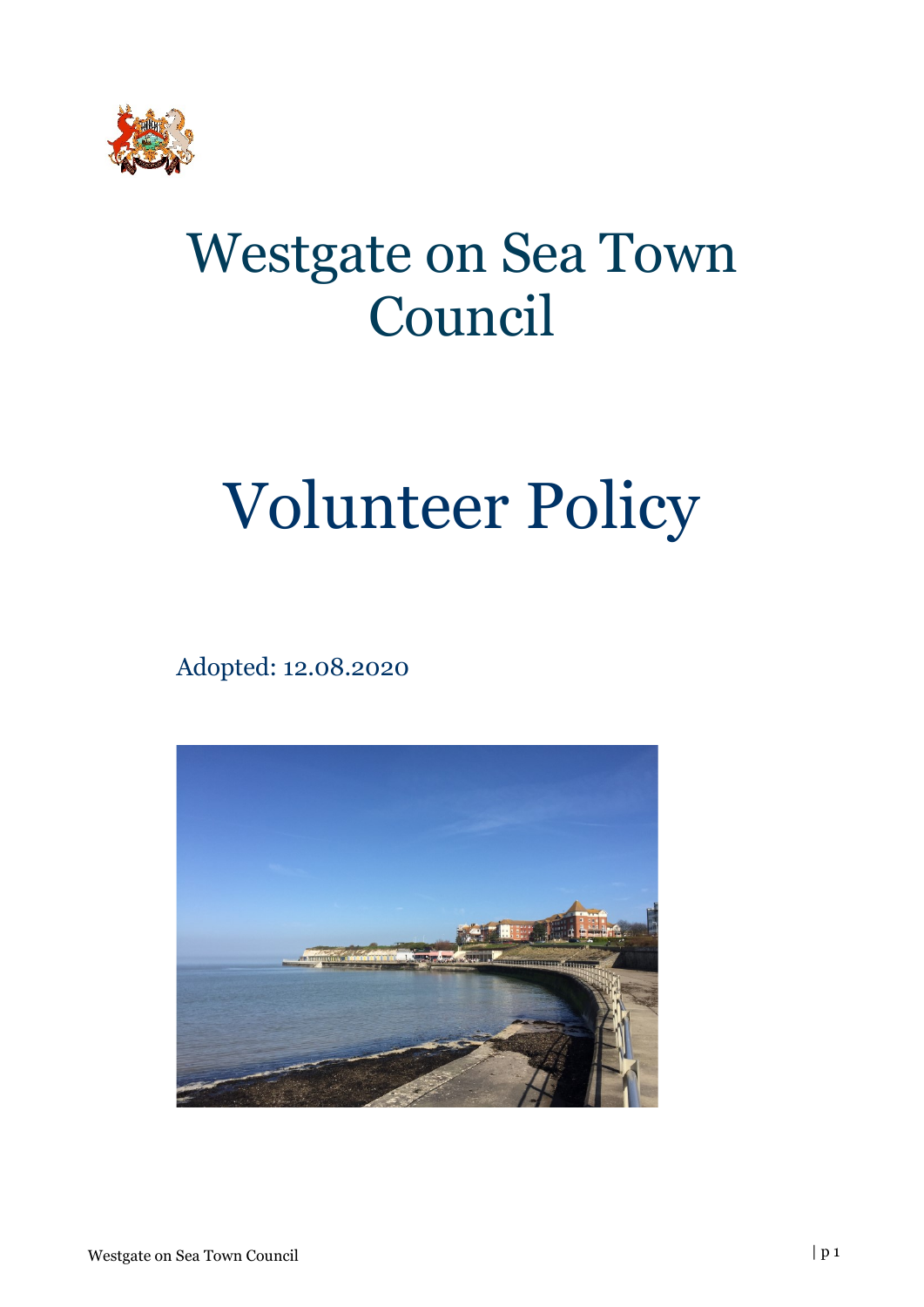# Westgate on Sea Town Council

# Volunteer Policy

Adopted: 12.08.2020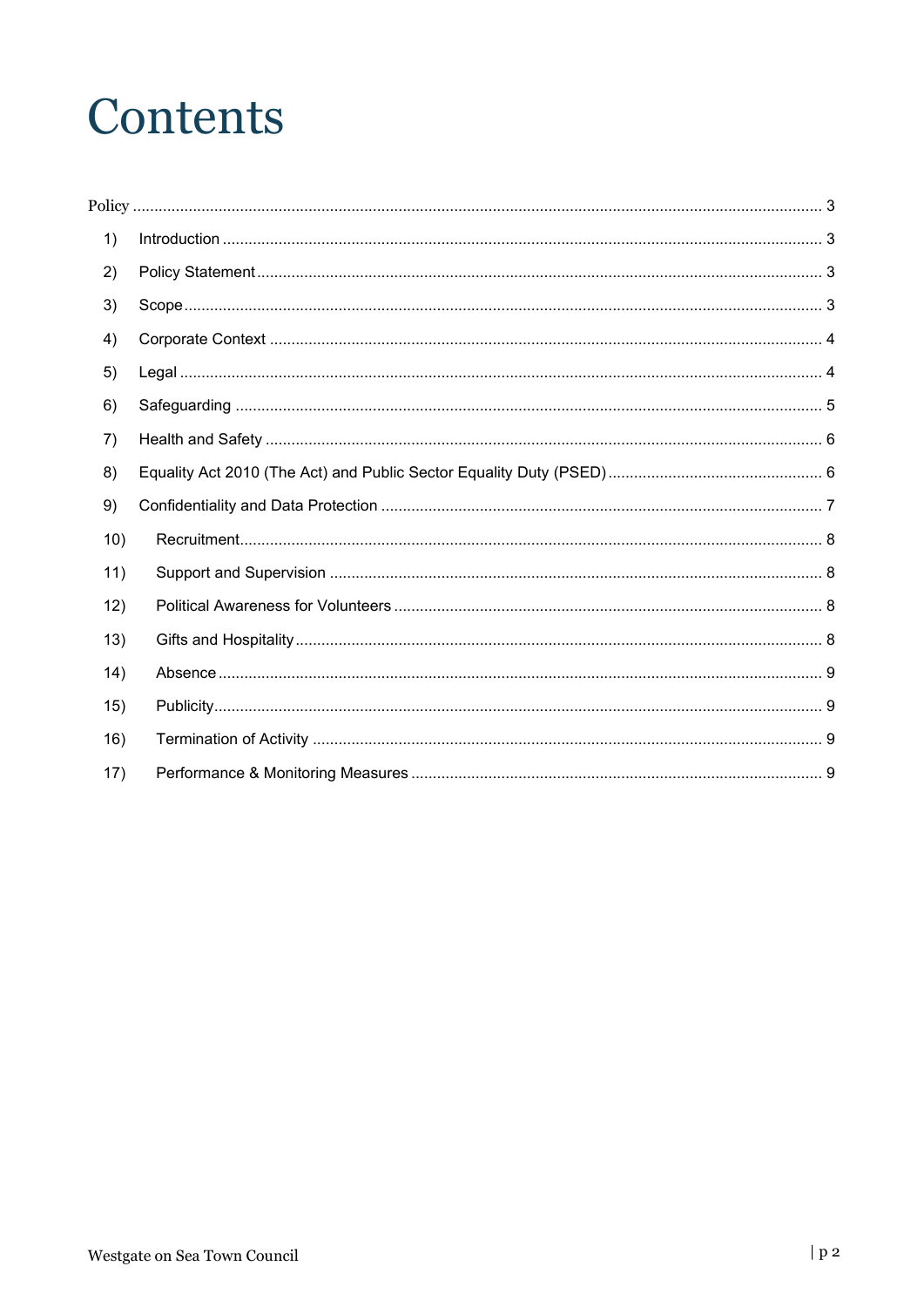# Contents

Policy ........................................................................................................................................... 3

1) Introduction ........................................................................................................................... 3

2) Policy Statement ................................................................................................................... 3

3) Scope .................................................................................................................................... 3

4) Corporate Context ................................................................................................................ 4

5) Legal ..................................................................................................................................... 4

6) Safeguarding ........................................................................................................................ 5

7) Health and Safety .................................................................................................................. 6

8) Equality Act 2010 (The Act) and Public Sector Equality Duty (PSED) ................................... 6

9) Confidentiality and Data Protection ....................................................................................... 7

10) Recruitment ......................................................................................................................... 8

11) Support and Supervision ..................................................................................................... 8

12) Political Awareness for Volunteers ...................................................................................... 8

13) Gifts and Hospitality ............................................................................................................ 8

14) Absence .............................................................................................................................. 9

15) Publicity ............................................................................................................................... 9

16) Termination of Activity ......................................................................................................... 9

17) Performance & Monitoring Measures .................................................................................. 9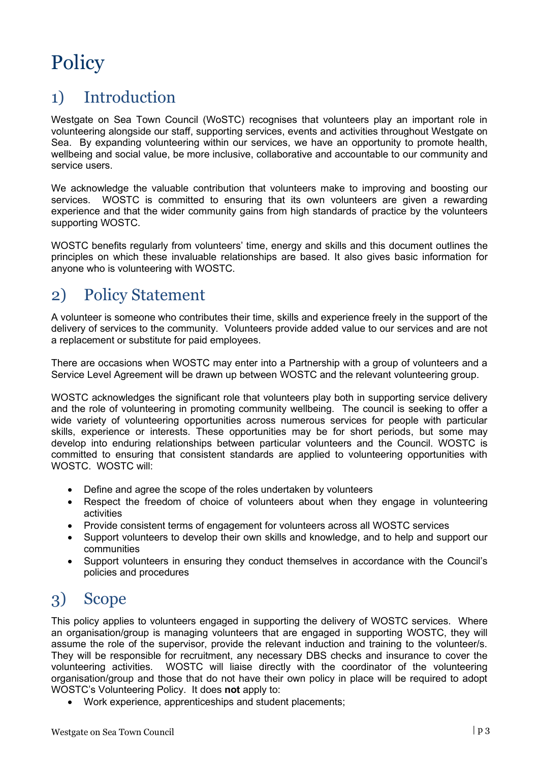# Policy

## 1) Introduction

Westgate on Sea Town Council (WoSTC) recognises that volunteers play an important role in volunteering alongside our staff, supporting services, events and activities throughout Westgate on Sea. By expanding volunteering within our services, we have an opportunity to promote health, wellbeing and social value, be more inclusive, collaborative and accountable to our community and service users.

We acknowledge the valuable contribution that volunteers make to improving and boosting our services. WOSTC is committed to ensuring that its own volunteers are given a rewarding experience and that the wider community gains from high standards of practice by the volunteers supporting WOSTC.

WOSTC benefits regularly from volunteers' time, energy and skills and this document outlines the principles on which these invaluable relationships are based. It also gives basic information for anyone who is volunteering with WOSTC.

## 2) Policy Statement

A volunteer is someone who contributes their time, skills and experience freely in the support of the delivery of services to the community. Volunteers provide added value to our services and are not a replacement or substitute for paid employees.

There are occasions when WOSTC may enter into a Partnership with a group of volunteers and a Service Level Agreement will be drawn up between WOSTC and the relevant volunteering group.

WOSTC acknowledges the significant role that volunteers play both in supporting service delivery and the role of volunteering in promoting community wellbeing. The council is seeking to offer a wide variety of volunteering opportunities across numerous services for people with particular skills, experience or interests. These opportunities may be for short periods, but some may develop into enduring relationships between particular volunteers and the Council. WOSTC is committed to ensuring that consistent standards are applied to volunteering opportunities with WOSTC. WOSTC will:

- Define and agree the scope of the roles undertaken by volunteers
- Respect the freedom of choice of volunteers about when they engage in volunteering activities
- Provide consistent terms of engagement for volunteers across all WOSTC services
- Support volunteers to develop their own skills and knowledge, and to help and support our communities
- Support volunteers in ensuring they conduct themselves in accordance with the Council's policies and procedures

## 3) Scope

This policy applies to volunteers engaged in supporting the delivery of WOSTC services. Where an organisation/group is managing volunteers that are engaged in supporting WOSTC, they will assume the role of the supervisor, provide the relevant induction and training to the volunteer/s. They will be responsible for recruitment, any necessary DBS checks and insurance to cover the volunteering activities. WOSTC will liaise directly with the coordinator of the volunteering organisation/group and those that do not have their own policy in place will be required to adopt WOSTC's Volunteering Policy. It does **not** apply to:

- Work experience, apprenticeships and student placements;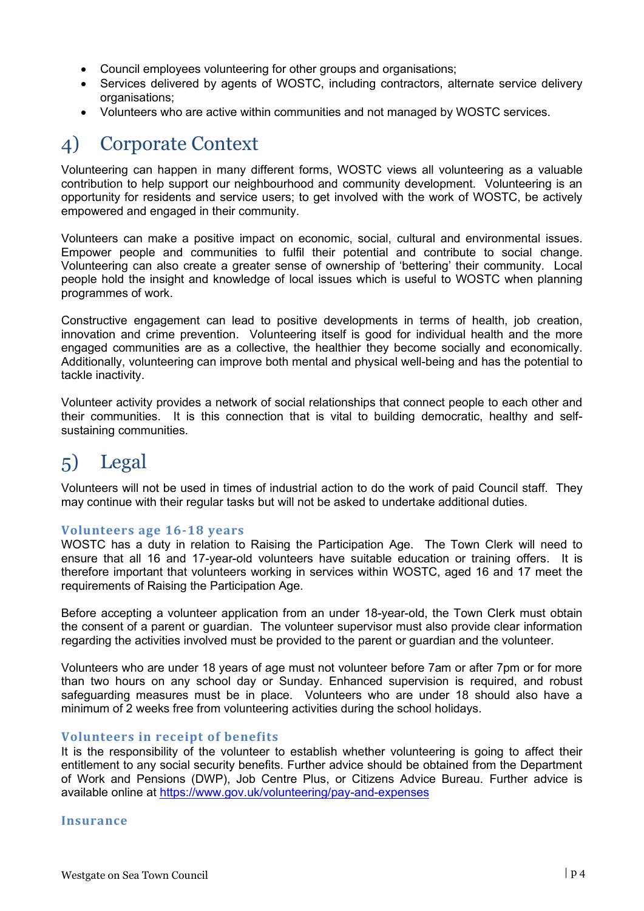- Council employees volunteering for other groups and organisations;
- Services delivered by agents of WOSTC, including contractors, alternate service delivery organisations;
- Volunteers who are active within communities and not managed by WOSTC services.

## 4) Corporate Context

Volunteering can happen in many different forms, WOSTC views all volunteering as a valuable contribution to help support our neighbourhood and community development. Volunteering is an opportunity for residents and service users; to get involved with the work of WOSTC, be actively empowered and engaged in their community.

Volunteers can make a positive impact on economic, social, cultural and environmental issues. Empower people and communities to fulfil their potential and contribute to social change. Volunteering can also create a greater sense of ownership of 'bettering' their community. Local people hold the insight and knowledge of local issues which is useful to WOSTC when planning programmes of work.

Constructive engagement can lead to positive developments in terms of health, job creation, innovation and crime prevention. Volunteering itself is good for individual health and the more engaged communities are as a collective, the healthier they become socially and economically. Additionally, volunteering can improve both mental and physical well-being and has the potential to tackle inactivity.

Volunteer activity provides a network of social relationships that connect people to each other and their communities. It is this connection that is vital to building democratic, healthy and self-sustaining communities.

## 5) Legal

Volunteers will not be used in times of industrial action to do the work of paid Council staff. They may continue with their regular tasks but will not be asked to undertake additional duties.

### Volunteers age 16-18 years

WOSTC has a duty in relation to Raising the Participation Age. The Town Clerk will need to ensure that all 16 and 17-year-old volunteers have suitable education or training offers. It is therefore important that volunteers working in services within WOSTC, aged 16 and 17 meet the requirements of Raising the Participation Age.

Before accepting a volunteer application from an under 18-year-old, the Town Clerk must obtain the consent of a parent or guardian. The volunteer supervisor must also provide clear information regarding the activities involved must be provided to the parent or guardian and the volunteer.

Volunteers who are under 18 years of age must not volunteer before 7am or after 7pm or for more than two hours on any school day or Sunday. Enhanced supervision is required, and robust safeguarding measures must be in place. Volunteers who are under 18 should also have a minimum of 2 weeks free from volunteering activities during the school holidays.

### Volunteers in receipt of benefits

It is the responsibility of the volunteer to establish whether volunteering is going to affect their entitlement to any social security benefits. Further advice should be obtained from the Department of Work and Pensions (DWP), Job Centre Plus, or Citizens Advice Bureau. Further advice is available online at [https://www.gov.uk/volunteering/pay-and-expenses](https://www.gov.uk/volunteering/pay-and-expenses)

### Insurance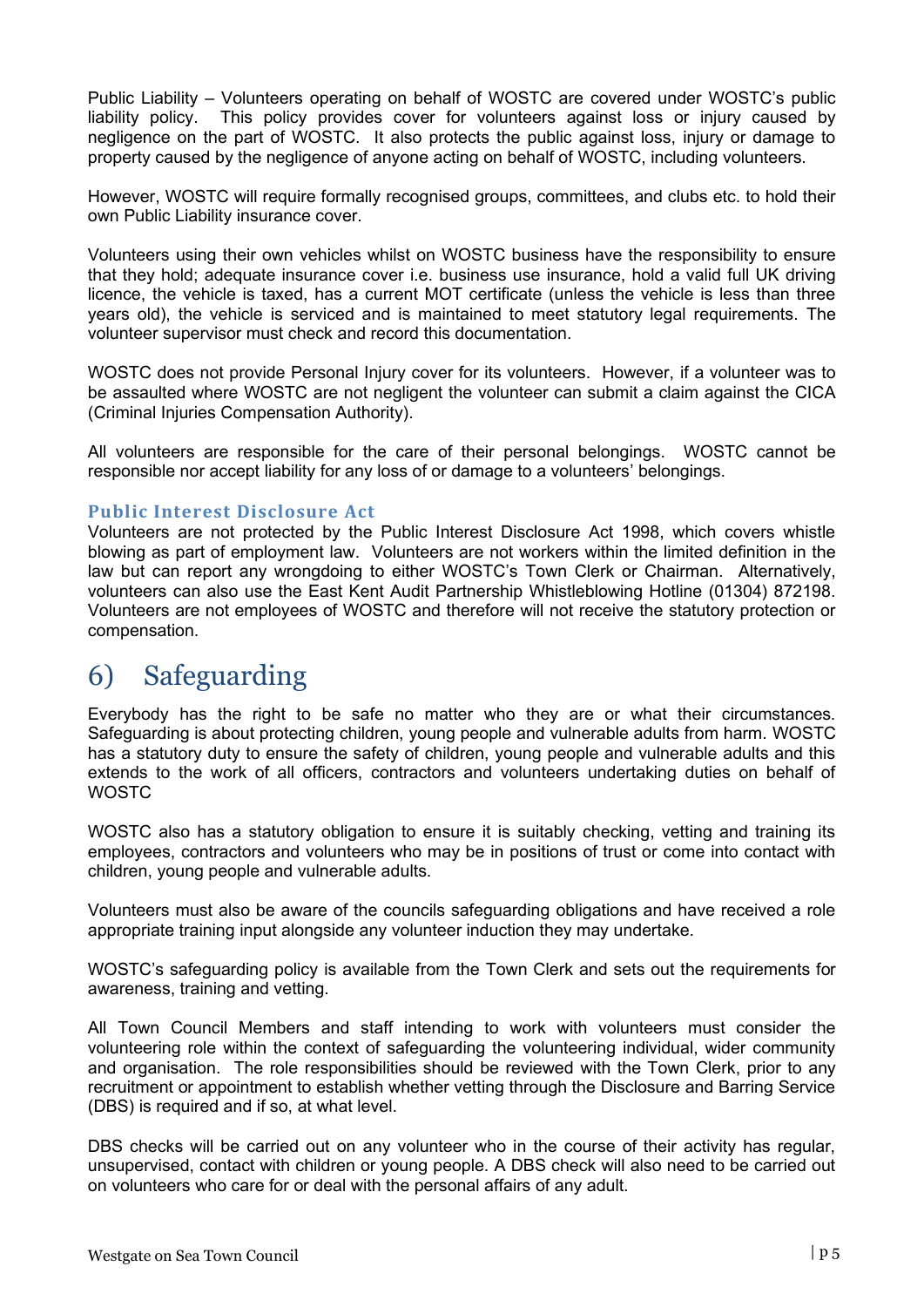Public Liability – Volunteers operating on behalf of WOSTC are covered under WOSTC's public liability policy. This policy provides cover for volunteers against loss or injury caused by negligence on the part of WOSTC. It also protects the public against loss, injury or damage to property caused by the negligence of anyone acting on behalf of WOSTC, including volunteers.

However, WOSTC will require formally recognised groups, committees, and clubs etc. to hold their own Public Liability insurance cover.

Volunteers using their own vehicles whilst on WOSTC business have the responsibility to ensure that they hold; adequate insurance cover i.e. business use insurance, hold a valid full UK driving licence, the vehicle is taxed, has a current MOT certificate (unless the vehicle is less than three years old), the vehicle is serviced and is maintained to meet statutory legal requirements. The volunteer supervisor must check and record this documentation.

WOSTC does not provide Personal Injury cover for its volunteers. However, if a volunteer was to be assaulted where WOSTC are not negligent the volunteer can submit a claim against the CICA (Criminal Injuries Compensation Authority).

All volunteers are responsible for the care of their personal belongings. WOSTC cannot be responsible nor accept liability for any loss of or damage to a volunteers' belongings.

### Public Interest Disclosure Act

Volunteers are not protected by the Public Interest Disclosure Act 1998, which covers whistle blowing as part of employment law. Volunteers are not workers within the limited definition in the law but can report any wrongdoing to either WOSTC's Town Clerk or Chairman. Alternatively, volunteers can also use the East Kent Audit Partnership Whistleblowing Hotline (01304) 872198. Volunteers are not employees of WOSTC and therefore will not receive the statutory protection or compensation.

## 6) Safeguarding

Everybody has the right to be safe no matter who they are or what their circumstances. Safeguarding is about protecting children, young people and vulnerable adults from harm. WOSTC has a statutory duty to ensure the safety of children, young people and vulnerable adults and this extends to the work of all officers, contractors and volunteers undertaking duties on behalf of WOSTC

WOSTC also has a statutory obligation to ensure it is suitably checking, vetting and training its employees, contractors and volunteers who may be in positions of trust or come into contact with children, young people and vulnerable adults.

Volunteers must also be aware of the councils safeguarding obligations and have received a role appropriate training input alongside any volunteer induction they may undertake.

WOSTC's safeguarding policy is available from the Town Clerk and sets out the requirements for awareness, training and vetting.

All Town Council Members and staff intending to work with volunteers must consider the volunteering role within the context of safeguarding the volunteering individual, wider community and organisation. The role responsibilities should be reviewed with the Town Clerk, prior to any recruitment or appointment to establish whether vetting through the Disclosure and Barring Service (DBS) is required and if so, at what level.

DBS checks will be carried out on any volunteer who in the course of their activity has regular, unsupervised, contact with children or young people. A DBS check will also need to be carried out on volunteers who care for or deal with the personal affairs of any adult.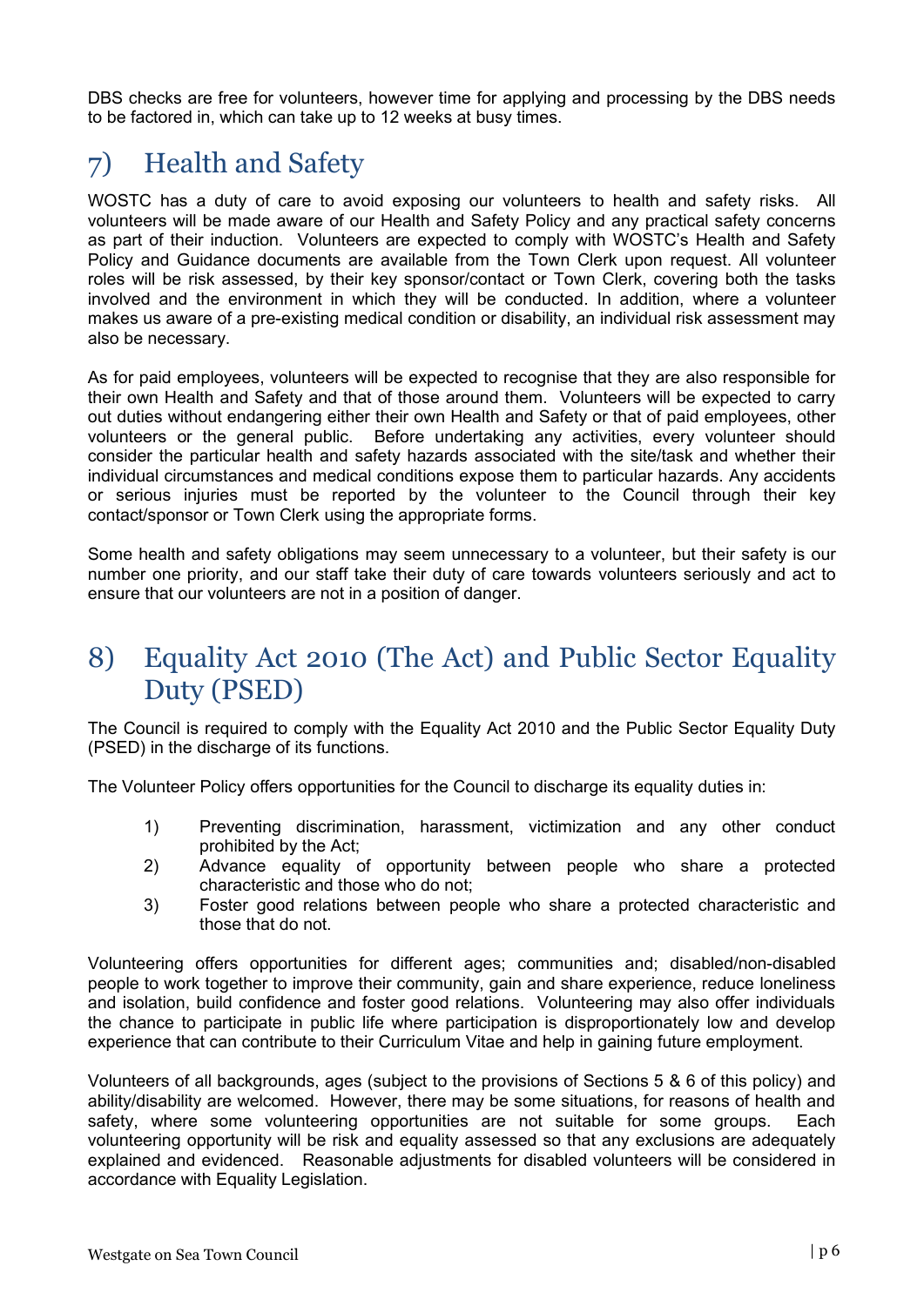DBS checks are free for volunteers, however time for applying and processing by the DBS needs to be factored in, which can take up to 12 weeks at busy times.

## 7) Health and Safety

WOSTC has a duty of care to avoid exposing our volunteers to health and safety risks. All volunteers will be made aware of our Health and Safety Policy and any practical safety concerns as part of their induction. Volunteers are expected to comply with WOSTC's Health and Safety Policy and Guidance documents are available from the Town Clerk upon request. All volunteer roles will be risk assessed, by their key sponsor/contact or Town Clerk, covering both the tasks involved and the environment in which they will be conducted. In addition, where a volunteer makes us aware of a pre-existing medical condition or disability, an individual risk assessment may also be necessary.

As for paid employees, volunteers will be expected to recognise that they are also responsible for their own Health and Safety and that of those around them. Volunteers will be expected to carry out duties without endangering either their own Health and Safety or that of paid employees, other volunteers or the general public. Before undertaking any activities, every volunteer should consider the particular health and safety hazards associated with the site/task and whether their individual circumstances and medical conditions expose them to particular hazards. Any accidents or serious injuries must be reported by the volunteer to the Council through their key contact/sponsor or Town Clerk using the appropriate forms.

Some health and safety obligations may seem unnecessary to a volunteer, but their safety is our number one priority, and our staff take their duty of care towards volunteers seriously and act to ensure that our volunteers are not in a position of danger.

## 8) Equality Act 2010 (The Act) and Public Sector Equality Duty (PSED)

The Council is required to comply with the Equality Act 2010 and the Public Sector Equality Duty (PSED) in the discharge of its functions.

The Volunteer Policy offers opportunities for the Council to discharge its equality duties in:

1) Preventing discrimination, harassment, victimization and any other conduct prohibited by the Act;
2) Advance equality of opportunity between people who share a protected characteristic and those who do not;
3) Foster good relations between people who share a protected characteristic and those that do not.

Volunteering offers opportunities for different ages; communities and; disabled/non-disabled people to work together to improve their community, gain and share experience, reduce loneliness and isolation, build confidence and foster good relations. Volunteering may also offer individuals the chance to participate in public life where participation is disproportionately low and develop experience that can contribute to their Curriculum Vitae and help in gaining future employment.

Volunteers of all backgrounds, ages (subject to the provisions of Sections 5 & 6 of this policy) and ability/disability are welcomed. However, there may be some situations, for reasons of health and safety, where some volunteering opportunities are not suitable for some groups. Each volunteering opportunity will be risk and equality assessed so that any exclusions are adequately explained and evidenced. Reasonable adjustments for disabled volunteers will be considered in accordance with Equality Legislation.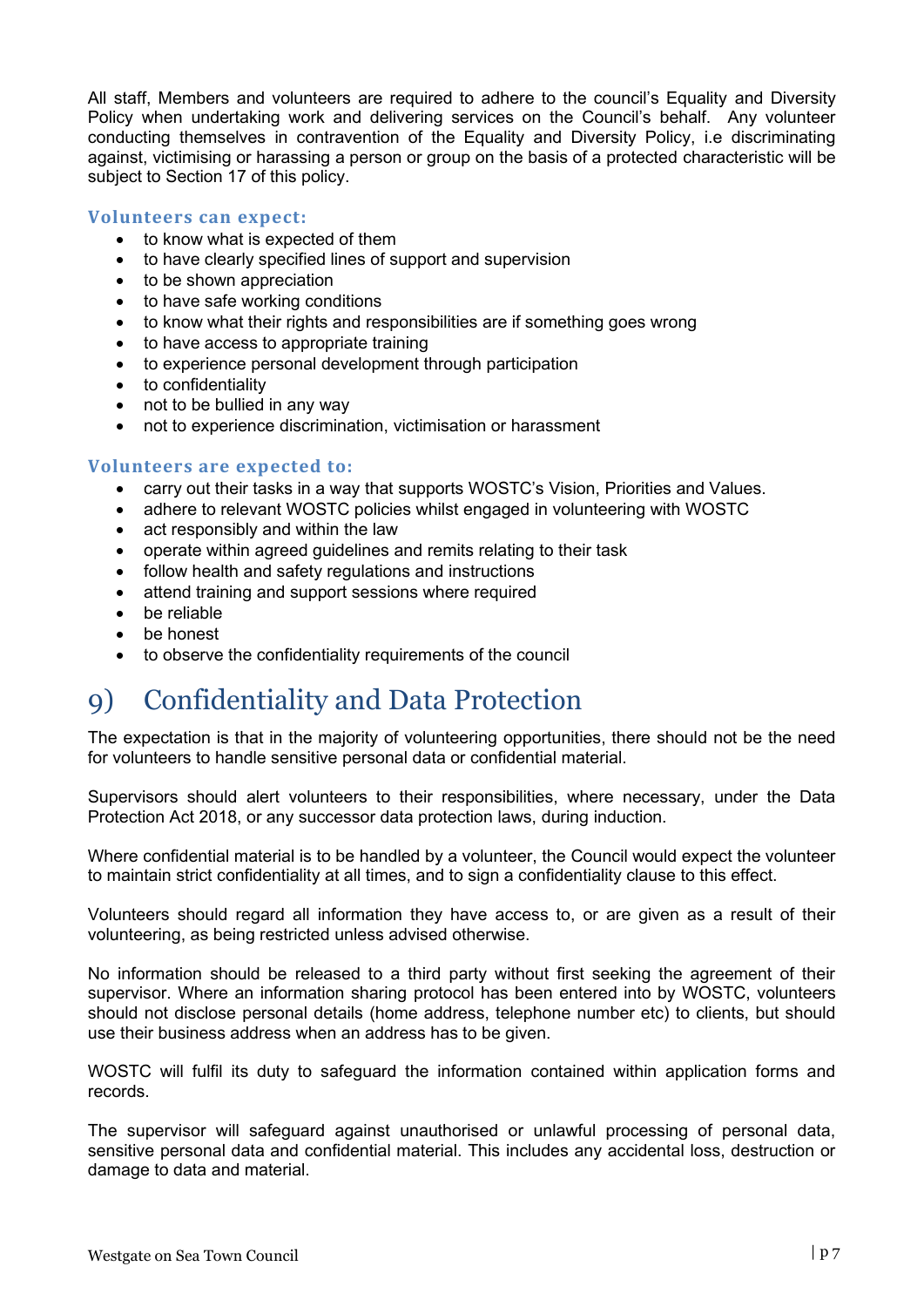All staff, Members and volunteers are required to adhere to the council's Equality and Diversity Policy when undertaking work and delivering services on the Council's behalf. Any volunteer conducting themselves in contravention of the Equality and Diversity Policy, i.e discriminating against, victimising or harassing a person or group on the basis of a protected characteristic will be subject to Section 17 of this policy.

### Volunteers can expect:

- to know what is expected of them
- to have clearly specified lines of support and supervision
- to be shown appreciation
- to have safe working conditions
- to know what their rights and responsibilities are if something goes wrong
- to have access to appropriate training
- to experience personal development through participation
- to confidentiality
- not to be bullied in any way
- not to experience discrimination, victimisation or harassment

### Volunteers are expected to:

- carry out their tasks in a way that supports WOSTC's Vision, Priorities and Values.
- adhere to relevant WOSTC policies whilst engaged in volunteering with WOSTC
- act responsibly and within the law
- operate within agreed guidelines and remits relating to their task
- follow health and safety regulations and instructions
- attend training and support sessions where required
- be reliable
- be honest
- to observe the confidentiality requirements of the council

## 9) Confidentiality and Data Protection

The expectation is that in the majority of volunteering opportunities, there should not be the need for volunteers to handle sensitive personal data or confidential material.

Supervisors should alert volunteers to their responsibilities, where necessary, under the Data Protection Act 2018, or any successor data protection laws, during induction.

Where confidential material is to be handled by a volunteer, the Council would expect the volunteer to maintain strict confidentiality at all times, and to sign a confidentiality clause to this effect.

Volunteers should regard all information they have access to, or are given as a result of their volunteering, as being restricted unless advised otherwise.

No information should be released to a third party without first seeking the agreement of their supervisor. Where an information sharing protocol has been entered into by WOSTC, volunteers should not disclose personal details (home address, telephone number etc) to clients, but should use their business address when an address has to be given.

WOSTC will fulfil its duty to safeguard the information contained within application forms and records.

The supervisor will safeguard against unauthorised or unlawful processing of personal data, sensitive personal data and confidential material. This includes any accidental loss, destruction or damage to data and material.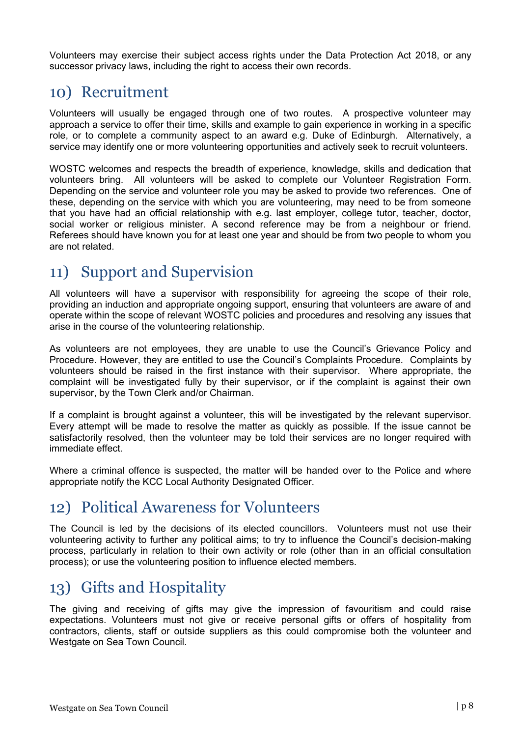Volunteers may exercise their subject access rights under the Data Protection Act 2018, or any successor privacy laws, including the right to access their own records.

## 10) Recruitment

Volunteers will usually be engaged through one of two routes. A prospective volunteer may approach a service to offer their time, skills and example to gain experience in working in a specific role, or to complete a community aspect to an award e.g. Duke of Edinburgh. Alternatively, a service may identify one or more volunteering opportunities and actively seek to recruit volunteers.

WOSTC welcomes and respects the breadth of experience, knowledge, skills and dedication that volunteers bring. All volunteers will be asked to complete our Volunteer Registration Form. Depending on the service and volunteer role you may be asked to provide two references. One of these, depending on the service with which you are volunteering, may need to be from someone that you have had an official relationship with e.g. last employer, college tutor, teacher, doctor, social worker or religious minister. A second reference may be from a neighbour or friend. Referees should have known you for at least one year and should be from two people to whom you are not related.

## 11) Support and Supervision

All volunteers will have a supervisor with responsibility for agreeing the scope of their role, providing an induction and appropriate ongoing support, ensuring that volunteers are aware of and operate within the scope of relevant WOSTC policies and procedures and resolving any issues that arise in the course of the volunteering relationship.

As volunteers are not employees, they are unable to use the Council's Grievance Policy and Procedure. However, they are entitled to use the Council's Complaints Procedure. Complaints by volunteers should be raised in the first instance with their supervisor. Where appropriate, the complaint will be investigated fully by their supervisor, or if the complaint is against their own supervisor, by the Town Clerk and/or Chairman.

If a complaint is brought against a volunteer, this will be investigated by the relevant supervisor. Every attempt will be made to resolve the matter as quickly as possible. If the issue cannot be satisfactorily resolved, then the volunteer may be told their services are no longer required with immediate effect.

Where a criminal offence is suspected, the matter will be handed over to the Police and where appropriate notify the KCC Local Authority Designated Officer.

## 12) Political Awareness for Volunteers

The Council is led by the decisions of its elected councillors. Volunteers must not use their volunteering activity to further any political aims; to try to influence the Council's decision-making process, particularly in relation to their own activity or role (other than in an official consultation process); or use the volunteering position to influence elected members.

## 13) Gifts and Hospitality

The giving and receiving of gifts may give the impression of favouritism and could raise expectations. Volunteers must not give or receive personal gifts or offers of hospitality from contractors, clients, staff or outside suppliers as this could compromise both the volunteer and Westgate on Sea Town Council.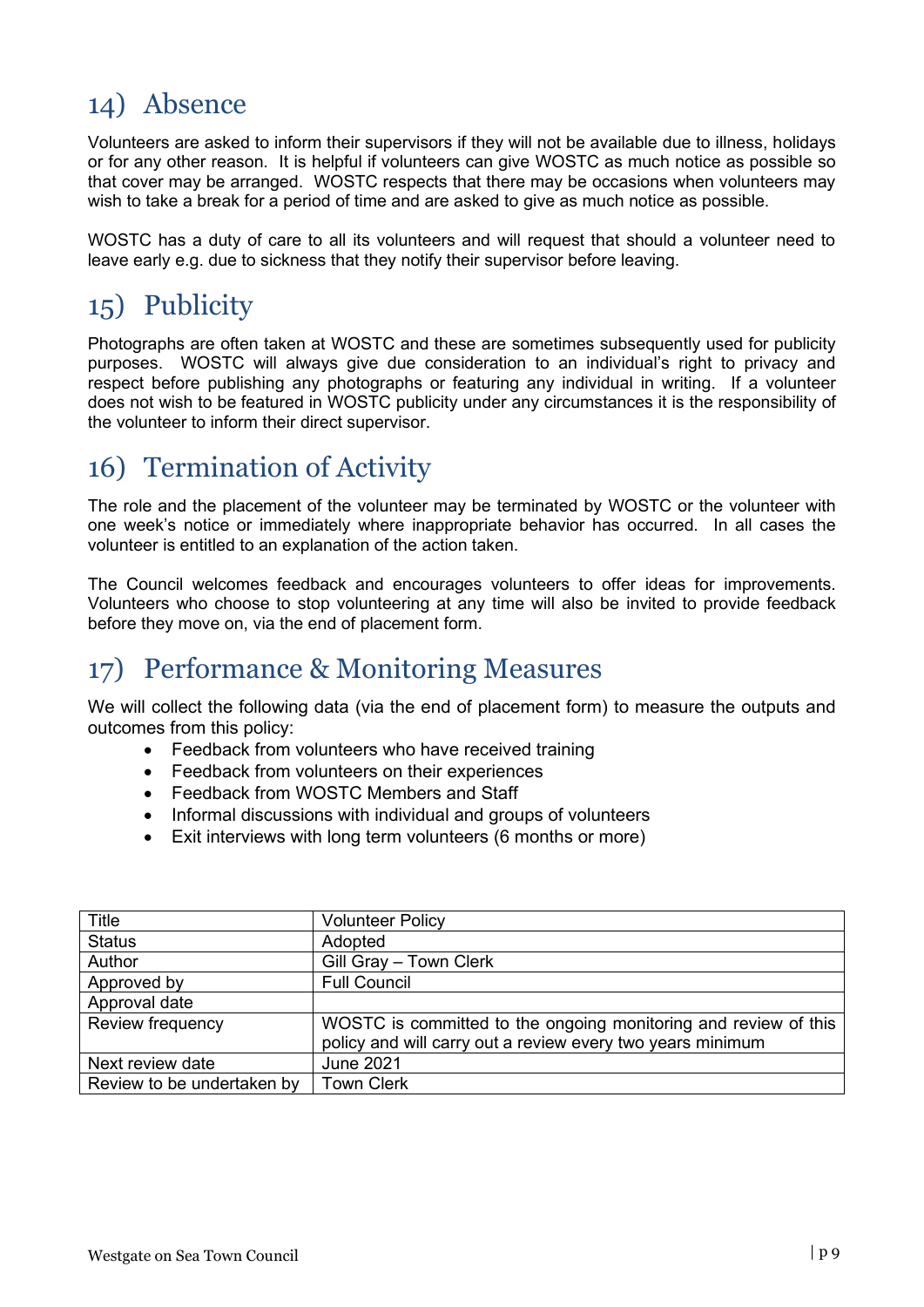## 14) Absence

Volunteers are asked to inform their supervisors if they will not be available due to illness, holidays or for any other reason. It is helpful if volunteers can give WOSTC as much notice as possible so that cover may be arranged. WOSTC respects that there may be occasions when volunteers may wish to take a break for a period of time and are asked to give as much notice as possible.

WOSTC has a duty of care to all its volunteers and will request that should a volunteer need to leave early e.g. due to sickness that they notify their supervisor before leaving.

## 15) Publicity

Photographs are often taken at WOSTC and these are sometimes subsequently used for publicity purposes. WOSTC will always give due consideration to an individual's right to privacy and respect before publishing any photographs or featuring any individual in writing. If a volunteer does not wish to be featured in WOSTC publicity under any circumstances it is the responsibility of the volunteer to inform their direct supervisor.

## 16) Termination of Activity

The role and the placement of the volunteer may be terminated by WOSTC or the volunteer with one week's notice or immediately where inappropriate behavior has occurred. In all cases the volunteer is entitled to an explanation of the action taken.

The Council welcomes feedback and encourages volunteers to offer ideas for improvements. Volunteers who choose to stop volunteering at any time will also be invited to provide feedback before they move on, via the end of placement form.

## 17) Performance & Monitoring Measures

We will collect the following data (via the end of placement form) to measure the outputs and outcomes from this policy:

- Feedback from volunteers who have received training
- Feedback from volunteers on their experiences
- Feedback from WOSTC Members and Staff
- Informal discussions with individual and groups of volunteers
- Exit interviews with long term volunteers (6 months or more)

| | |
|---|---|
| Title | Volunteer Policy |
| Status | Adopted |
| Author | Gill Gray – Town Clerk |
| Approved by | Full Council |
| Approval date | |
| Review frequency | WOSTC is committed to the ongoing monitoring and review of this policy and will carry out a review every two years minimum |
| Next review date | June 2021 |
| Review to be undertaken by | Town Clerk |